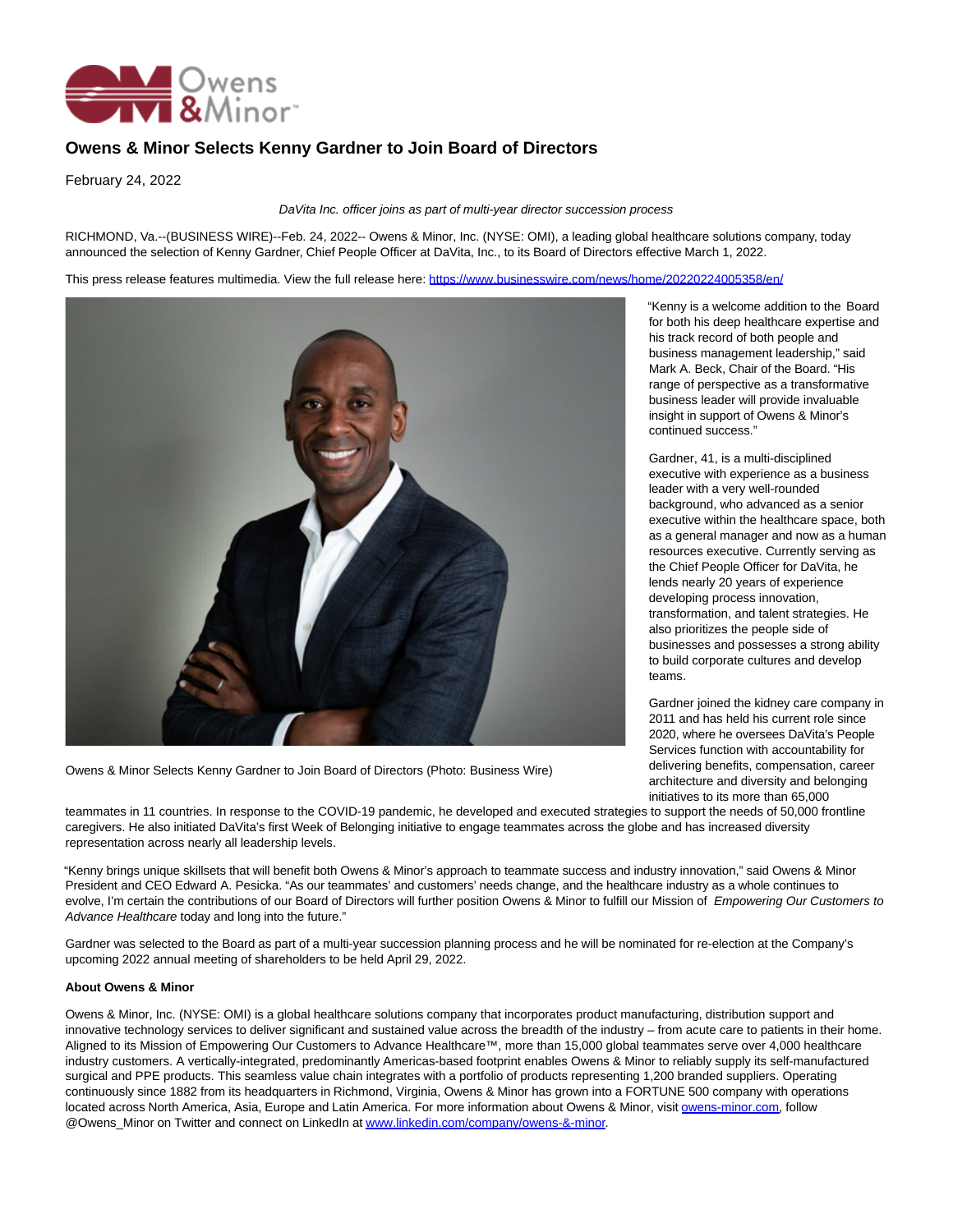# Owens & Minor Selects Kenny Gardner to Join Board of Directors

February 24, 2022

*DaVita Inc. officer joins as part of multi-year director succession process*

RICHMOND, Va.--(BUSINESS WIRE)--Feb. 24, 2022-- Owens & Minor, Inc. (NYSE: OMI), a leading global healthcare solutions company, today announced the selection of Kenny Gardner, Chief People Officer at DaVita, Inc., to its Board of Directors effective March 1, 2022.

This press release features multimedia. View the full release here: https://www.businesswire.com/news/home/20220224005358/en/

Owens & Minor Selects Kenny Gardner to Join Board of Directors (Photo: Business Wire)

"Kenny is a welcome addition to the Board for both his deep healthcare expertise and his track record of both people and business management leadership," said Mark A. Beck, Chair of the Board. "His range of perspective as a transformative business leader will provide invaluable insight in support of Owens & Minor's continued success."

Gardner, 41, is a multi-disciplined executive with experience as a business leader with a very well-rounded background, who advanced as a senior executive within the healthcare space, both as a general manager and now as a human resources executive. Currently serving as the Chief People Officer for DaVita, he lends nearly 20 years of experience developing process innovation, transformation, and talent strategies. He also prioritizes the people side of businesses and possesses a strong ability to build corporate cultures and develop teams.

Gardner joined the kidney care company in 2011 and has held his current role since 2020, where he oversees DaVita's People Services function with accountability for delivering benefits, compensation, career architecture and diversity and belonging initiatives to its more than 65,000 teammates in 11 countries. In response to the COVID-19 pandemic, he developed and executed strategies to support the needs of 50,000 frontline caregivers. He also initiated DaVita's first Week of Belonging initiative to engage teammates across the globe and has increased diversity representation across nearly all leadership levels.

"Kenny brings unique skillsets that will benefit both Owens & Minor's approach to teammate success and industry innovation," said Owens & Minor President and CEO Edward A. Pesicka. "As our teammates' and customers' needs change, and the healthcare industry as a whole continues to evolve, I'm certain the contributions of our Board of Directors will further position Owens & Minor to fulfill our Mission of *Empowering Our Customers to Advance Healthcare* today and long into the future."

Gardner was selected to the Board as part of a multi-year succession planning process and he will be nominated for re-election at the Company's upcoming 2022 annual meeting of shareholders to be held April 29, 2022.

**About Owens & Minor**

Owens & Minor, Inc. (NYSE: OMI) is a global healthcare solutions company that incorporates product manufacturing, distribution support and innovative technology services to deliver significant and sustained value across the breadth of the industry – from acute care to patients in their home. Aligned to its Mission of Empowering Our Customers to Advance Healthcare™, more than 15,000 global teammates serve over 4,000 healthcare industry customers. A vertically-integrated, predominantly Americas-based footprint enables Owens & Minor to reliably supply its self-manufactured surgical and PPE products. This seamless value chain integrates with a portfolio of products representing 1,200 branded suppliers. Operating continuously since 1882 from its headquarters in Richmond, Virginia, Owens & Minor has grown into a FORTUNE 500 company with operations located across North America, Asia, Europe and Latin America. For more information about Owens & Minor, visit owens-minor.com, follow @Owens_Minor on Twitter and connect on LinkedIn at www.linkedin.com/company/owens-&-minor.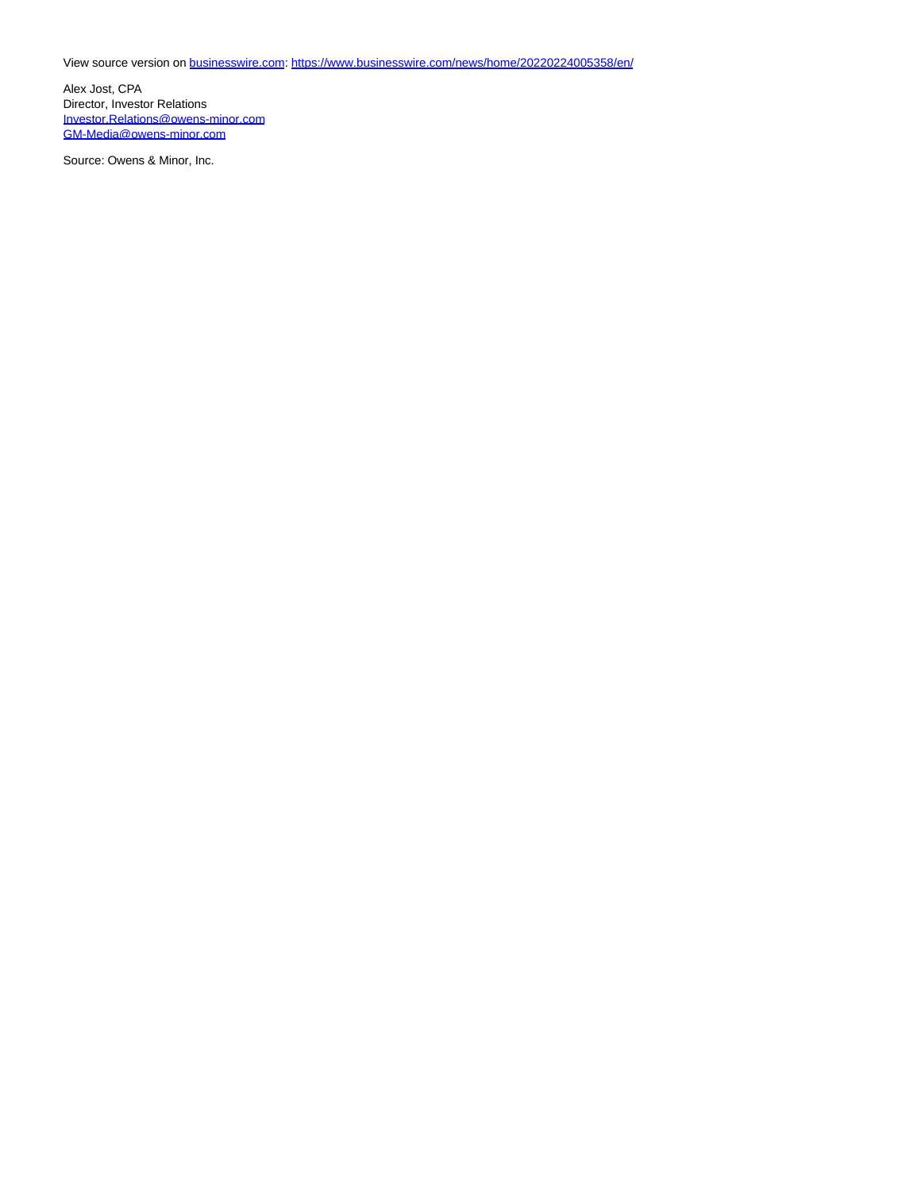View source version on businesswire.com: https://www.businesswire.com/news/home/20220224005358/en/

Alex Jost, CPA
Director, Investor Relations
Investor.Relations@owens-minor.com
GM-Media@owens-minor.com

Source: Owens & Minor, Inc.